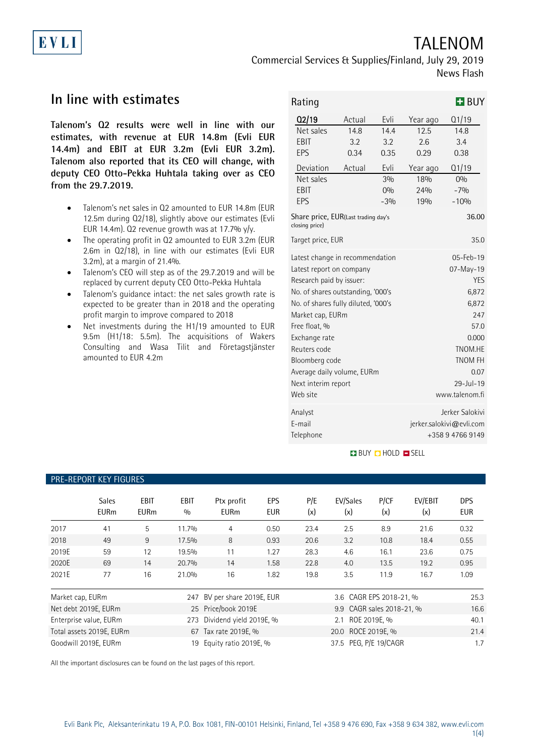EVLI

# TALENOM

Commercial Services & Supplies/Finland, July 29, 2019
News Flash

## In line with estimates

**Talenom's Q2 results were well in line with our estimates, with revenue at EUR 14.8m (Evli EUR 14.4m) and EBIT at EUR 3.2m (Evli EUR 3.2m). Talenom also reported that its CEO will change, with deputy CEO Otto-Pekka Huhtala taking over as CEO from the 29.7.2019.**

- Talenom's net sales in Q2 amounted to EUR 14.8m (EUR 12.5m during Q2/18), slightly above our estimates (Evli EUR 14.4m). Q2 revenue growth was at 17.7% y/y.
- The operating profit in Q2 amounted to EUR 3.2m (EUR 2.6m in Q2/18), in line with our estimates (Evli EUR 3.2m), at a margin of 21.4%.
- Talenom's CEO will step as of the 29.7.2019 and will be replaced by current deputy CEO Otto-Pekka Huhtala
- Talenom's guidance intact: the net sales growth rate is expected to be greater than in 2018 and the operating profit margin to improve compared to 2018
- Net investments during the H1/19 amounted to EUR 9.5m (H1/18: 5.5m). The acquisitions of Wakers Consulting and Wasa Tilit and Företagstjänster amounted to EUR 4.2m

| Rating | | | | BUY |
|---|---|---|---|---|
| Q2/19 | Actual | Evli | Year ago | Q1/19 |
| Net sales | 14.8 | 14.4 | 12.5 | 14.8 |
| EBIT | 3.2 | 3.2 | 2.6 | 3.4 |
| EPS | 0.34 | 0.35 | 0.29 | 0.38 |
| Deviation | Actual | Evli | Year ago | Q1/19 |
| Net sales | | 3% | 18% | 0% |
| EBIT | | 0% | 24% | -7% |
| EPS | | -3% | 19% | -10% |

| | |
|---|---|
| Share price, EUR (Last trading day's closing price) | 36.00 |
| Target price, EUR | 35.0 |
| Latest change in recommendation | 05-Feb-19 |
| Latest report on company | 07-May-19 |
| Research paid by issuer: | YES |
| No. of shares outstanding, '000's | 6,872 |
| No. of shares fully diluted, '000's | 6,872 |
| Market cap, EURm | 247 |
| Free float, % | 57.0 |
| Exchange rate | 0.000 |
| Reuters code | TNOM.HE |
| Bloomberg code | TNOM FH |
| Average daily volume, EURm | 0.07 |
| Next interim report | 29-Jul-19 |
| Web site | www.talenom.fi |
| Analyst | Jerker Salokivi |
| E-mail | jerker.salokivi@evli.com |
| Telephone | +358 9 4766 9149 |

BUY HOLD SELL

### PRE-REPORT KEY FIGURES

| | Sales EURm | EBIT EURm | EBIT % | Ptx profit EURm | EPS EUR | P/E (x) | EV/Sales (x) | P/CF (x) | EV/EBIT (x) | DPS EUR |
|---|---|---|---|---|---|---|---|---|---|---|
| 2017 | 41 | 5 | 11.7% | 4 | 0.50 | 23.4 | 2.5 | 8.9 | 21.6 | 0.32 |
| 2018 | 49 | 9 | 17.5% | 8 | 0.93 | 20.6 | 3.2 | 10.8 | 18.4 | 0.55 |
| 2019E | 59 | 12 | 19.5% | 11 | 1.27 | 28.3 | 4.6 | 16.1 | 23.6 | 0.75 |
| 2020E | 69 | 14 | 20.7% | 14 | 1.58 | 22.8 | 4.0 | 13.5 | 19.2 | 0.95 |
| 2021E | 77 | 16 | 21.0% | 16 | 1.82 | 19.8 | 3.5 | 11.9 | 16.7 | 1.09 |

| | | | | | |
|---|---|---|---|---|---|
| Market cap, EURm | 247 | BV per share 2019E, EUR | 3.6 | CAGR EPS 2018-21, % | 25.3 |
| Net debt 2019E, EURm | 25 | Price/book 2019E | 9.9 | CAGR sales 2018-21, % | 16.6 |
| Enterprise value, EURm | 273 | Dividend yield 2019E, % | 2.1 | ROE 2019E, % | 40.1 |
| Total assets 2019E, EURm | 67 | Tax rate 2019E, % | 20.0 | ROCE 2019E, % | 21.4 |
| Goodwill 2019E, EURm | 19 | Equity ratio 2019E, % | 37.5 | PEG, P/E 19/CAGR | 1.7 |

All the important disclosures can be found on the last pages of this report.

Evli Bank Plc, Aleksanterinkatu 19 A, P.O. Box 1081, FIN-00101 Helsinki, Finland, Tel +358 9 476 690, Fax +358 9 634 382, www.evli.com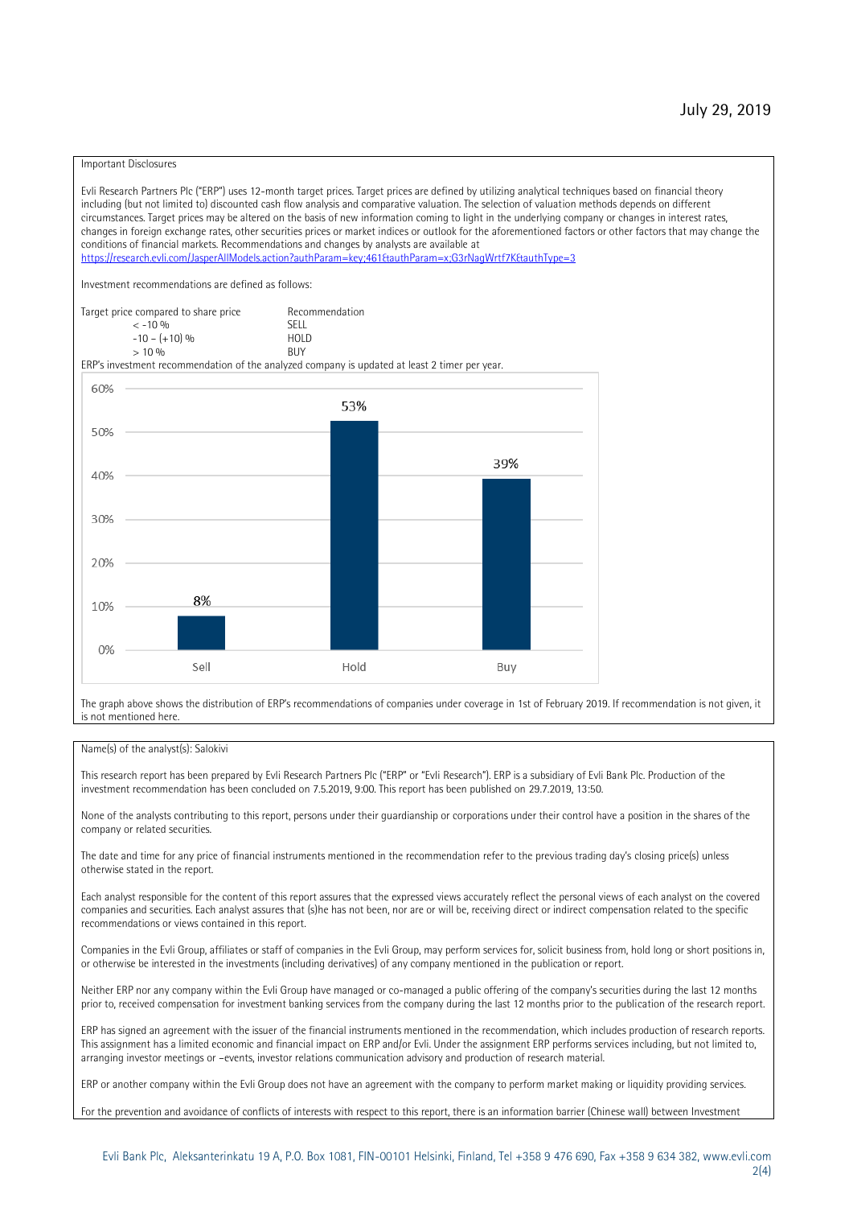July 29, 2019

Important Disclosures

Evli Research Partners Plc ("ERP") uses 12-month target prices. Target prices are defined by utilizing analytical techniques based on financial theory including (but not limited to) discounted cash flow analysis and comparative valuation. The selection of valuation methods depends on different circumstances. Target prices may be altered on the basis of new information coming to light in the underlying company or changes in interest rates, changes in foreign exchange rates, other securities prices or market indices or outlook for the aforementioned factors or other factors that may change the conditions of financial markets. Recommendations and changes by analysts are available at https://research.evli.com/JasperAllModels.action?authParam=key;461&authParam=x;G3rNagWrtf7K&authType=3

Investment recommendations are defined as follows:

| Target price compared to share price | Recommendation |
|---|---|
| < -10 % | SELL |
| -10 – (+10) % | HOLD |
| > 10 % | BUY |

ERP's investment recommendation of the analyzed company is updated at least 2 timer per year.

| Recommendation | Share |
|---|---|
| Sell | 8% |
| Hold | 53% |
| Buy | 39% |

The graph above shows the distribution of ERP's recommendations of companies under coverage in 1st of February 2019. If recommendation is not given, it is not mentioned here.

Name(s) of the analyst(s): Salokivi

This research report has been prepared by Evli Research Partners Plc ("ERP" or "Evli Research"). ERP is a subsidiary of Evli Bank Plc. Production of the investment recommendation has been concluded on 7.5.2019, 9:00. This report has been published on 29.7.2019, 13:50.

None of the analysts contributing to this report, persons under their guardianship or corporations under their control have a position in the shares of the company or related securities.

The date and time for any price of financial instruments mentioned in the recommendation refer to the previous trading day's closing price(s) unless otherwise stated in the report.

Each analyst responsible for the content of this report assures that the expressed views accurately reflect the personal views of each analyst on the covered companies and securities. Each analyst assures that (s)he has not been, nor are or will be, receiving direct or indirect compensation related to the specific recommendations or views contained in this report.

Companies in the Evli Group, affiliates or staff of companies in the Evli Group, may perform services for, solicit business from, hold long or short positions in, or otherwise be interested in the investments (including derivatives) of any company mentioned in the publication or report.

Neither ERP nor any company within the Evli Group have managed or co-managed a public offering of the company's securities during the last 12 months prior to, received compensation for investment banking services from the company during the last 12 months prior to the publication of the research report.

ERP has signed an agreement with the issuer of the financial instruments mentioned in the recommendation, which includes production of research reports. This assignment has a limited economic and financial impact on ERP and/or Evli. Under the assignment ERP performs services including, but not limited to, arranging investor meetings or –events, investor relations communication advisory and production of research material.

ERP or another company within the Evli Group does not have an agreement with the company to perform market making or liquidity providing services.

For the prevention and avoidance of conflicts of interests with respect to this report, there is an information barrier (Chinese wall) between Investment

Evli Bank Plc, Aleksanterinkatu 19 A, P.O. Box 1081, FIN-00101 Helsinki, Finland, Tel +358 9 476 690, Fax +358 9 634 382, www.evli.com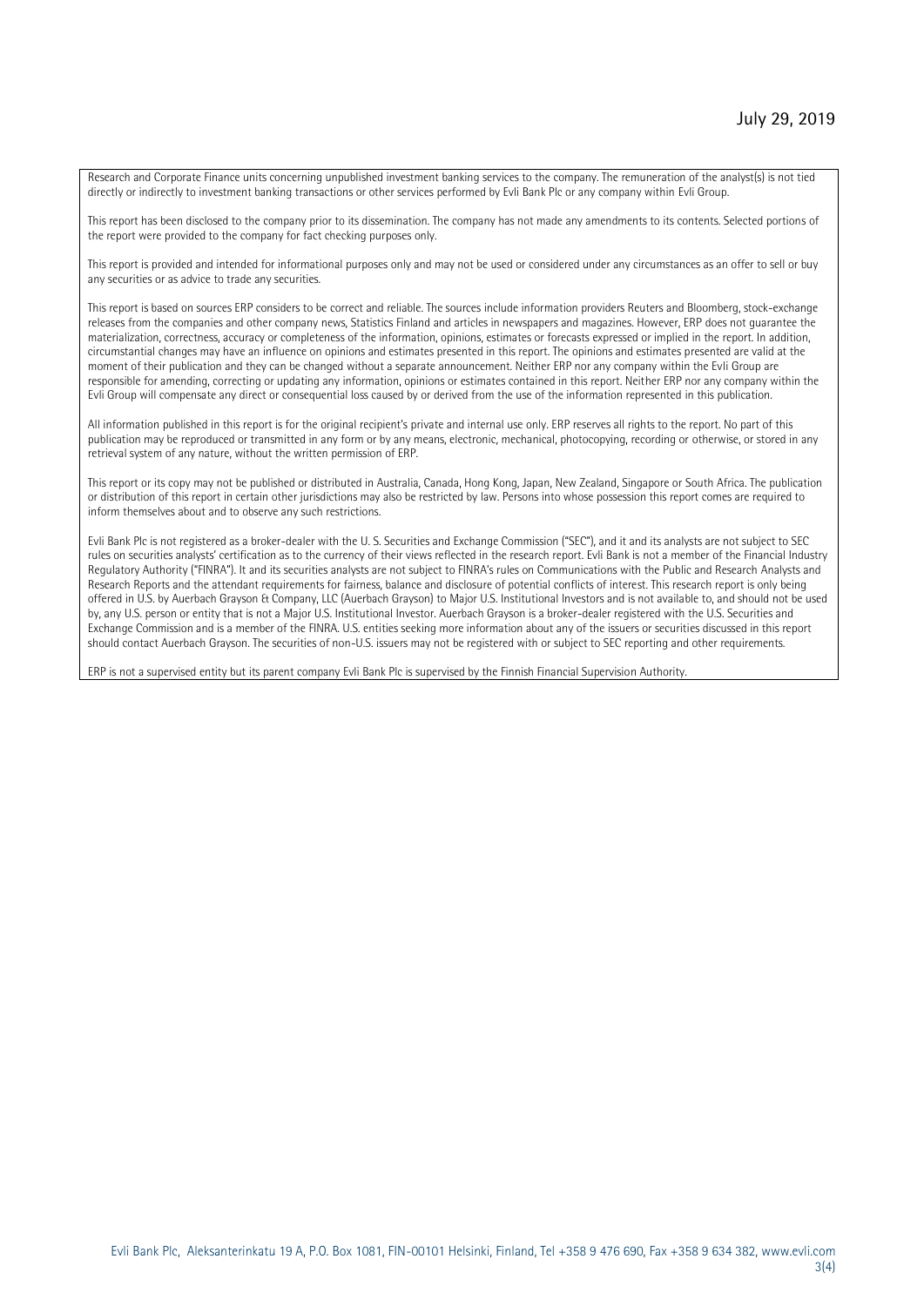Research and Corporate Finance units concerning unpublished investment banking services to the company. The remuneration of the analyst(s) is not tied directly or indirectly to investment banking transactions or other services performed by Evli Bank Plc or any company within Evli Group.

This report has been disclosed to the company prior to its dissemination. The company has not made any amendments to its contents. Selected portions of the report were provided to the company for fact checking purposes only.

This report is provided and intended for informational purposes only and may not be used or considered under any circumstances as an offer to sell or buy any securities or as advice to trade any securities.

This report is based on sources ERP considers to be correct and reliable. The sources include information providers Reuters and Bloomberg, stock-exchange releases from the companies and other company news, Statistics Finland and articles in newspapers and magazines. However, ERP does not guarantee the materialization, correctness, accuracy or completeness of the information, opinions, estimates or forecasts expressed or implied in the report. In addition, circumstantial changes may have an influence on opinions and estimates presented in this report. The opinions and estimates presented are valid at the moment of their publication and they can be changed without a separate announcement. Neither ERP nor any company within the Evli Group are responsible for amending, correcting or updating any information, opinions or estimates contained in this report. Neither ERP nor any company within the Evli Group will compensate any direct or consequential loss caused by or derived from the use of the information represented in this publication.

All information published in this report is for the original recipient's private and internal use only. ERP reserves all rights to the report. No part of this publication may be reproduced or transmitted in any form or by any means, electronic, mechanical, photocopying, recording or otherwise, or stored in any retrieval system of any nature, without the written permission of ERP.

This report or its copy may not be published or distributed in Australia, Canada, Hong Kong, Japan, New Zealand, Singapore or South Africa. The publication or distribution of this report in certain other jurisdictions may also be restricted by law. Persons into whose possession this report comes are required to inform themselves about and to observe any such restrictions.

Evli Bank Plc is not registered as a broker-dealer with the U. S. Securities and Exchange Commission ("SEC"), and it and its analysts are not subject to SEC rules on securities analysts' certification as to the currency of their views reflected in the research report. Evli Bank is not a member of the Financial Industry Regulatory Authority ("FINRA"). It and its securities analysts are not subject to FINRA's rules on Communications with the Public and Research Analysts and Research Reports and the attendant requirements for fairness, balance and disclosure of potential conflicts of interest. This research report is only being offered in U.S. by Auerbach Grayson & Company, LLC (Auerbach Grayson) to Major U.S. Institutional Investors and is not available to, and should not be used by, any U.S. person or entity that is not a Major U.S. Institutional Investor. Auerbach Grayson is a broker-dealer registered with the U.S. Securities and Exchange Commission and is a member of the FINRA. U.S. entities seeking more information about any of the issuers or securities discussed in this report should contact Auerbach Grayson. The securities of non-U.S. issuers may not be registered with or subject to SEC reporting and other requirements.

ERP is not a supervised entity but its parent company Evli Bank Plc is supervised by the Finnish Financial Supervision Authority.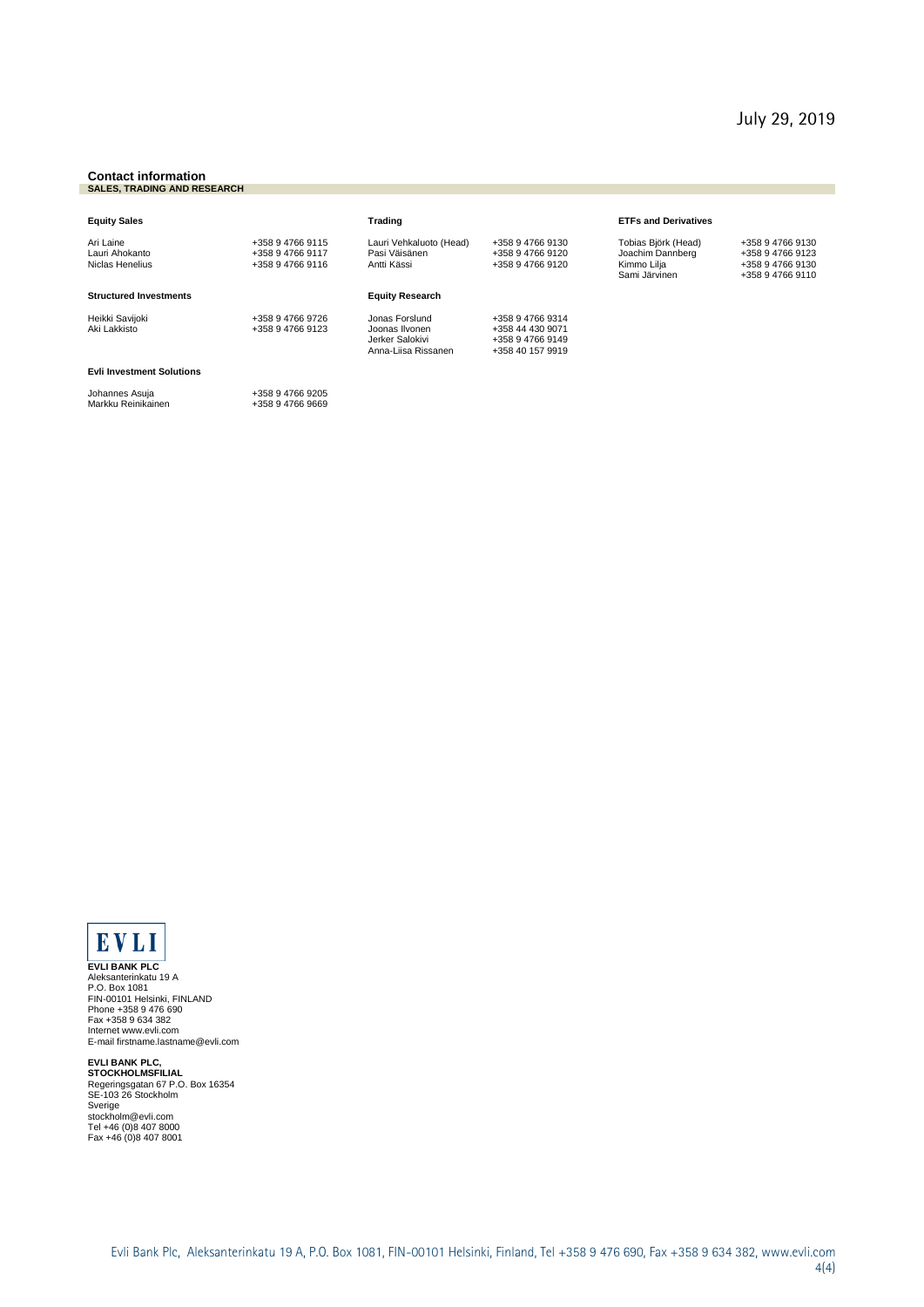July 29, 2019

## Contact information

**SALES, TRADING AND RESEARCH**

**Equity Sales**

| | |
|---|---|
| Ari Laine | +358 9 4766 9115 |
| Lauri Ahokanto | +358 9 4766 9117 |
| Niclas Henelius | +358 9 4766 9116 |

**Structured Investments**

| | |
|---|---|
| Heikki Savijoki | +358 9 4766 9726 |
| Aki Lakkisto | +358 9 4766 9123 |

**Evli Investment Solutions**

| | |
|---|---|
| Johannes Asuja | +358 9 4766 9205 |
| Markku Reinikainen | +358 9 4766 9669 |

**Trading**

| | |
|---|---|
| Lauri Vehkaluoto (Head) | +358 9 4766 9130 |
| Pasi Väisänen | +358 9 4766 9120 |
| Antti Kässi | +358 9 4766 9120 |

**Equity Research**

| | |
|---|---|
| Jonas Forslund | +358 9 4766 9314 |
| Joonas Ilvonen | +358 44 430 9071 |
| Jerker Salokivi | +358 9 4766 9149 |
| Anna-Liisa Rissanen | +358 40 157 9919 |

**ETFs and Derivatives**

| | |
|---|---|
| Tobias Björk (Head) | +358 9 4766 9130 |
| Joachim Dannberg | +358 9 4766 9123 |
| Kimmo Lilja | +358 9 4766 9130 |
| Sami Järvinen | +358 9 4766 9110 |

EVLI

**EVLI BANK PLC**
Aleksanterinkatu 19 A
P.O. Box 1081
FIN-00101 Helsinki, FINLAND
Phone +358 9 476 690
Fax +358 9 634 382
Internet www.evli.com
E-mail firstname.lastname@evli.com

**EVLI BANK PLC, STOCKHOLMSFILIAL**
Regeringsgatan 67 P.O. Box 16354
SE-103 26 Stockholm
Sverige
stockholm@evli.com
Tel +46 (0)8 407 8000
Fax +46 (0)8 407 8001